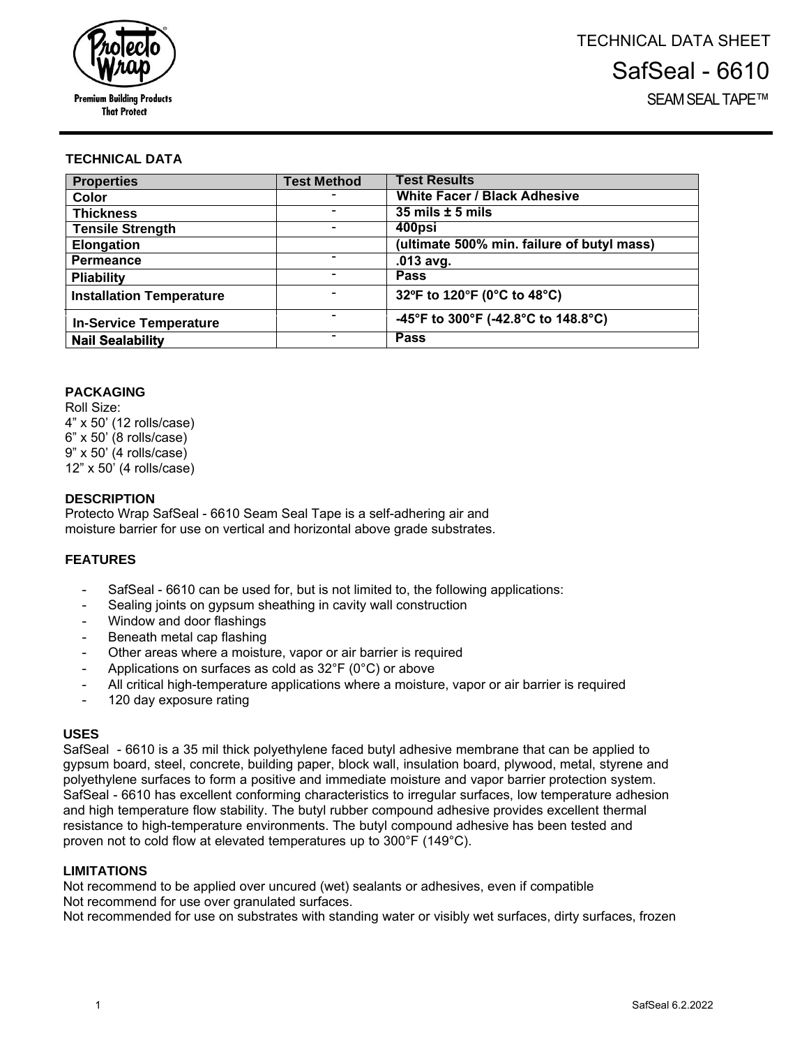Premium Building Products That Protect

# TECHNICAL DATA SHEET

# SafSeal - 6610

## SEAM SEAL TAPE™

### TECHNICAL DATA

| Properties | Test Method | Test Results |
|---|---|---|
| Color | - | White Facer / Black Adhesive |
| Thickness | - | 35 mils ± 5 mils |
| Tensile Strength | - | 400psi |
| Elongation | | (ultimate 500% min. failure of butyl mass) |
| Permeance | - | .013 avg. |
| Pliability | - | Pass |
| Installation Temperature | - | 32ºF to 120°F (0°C to 48°C) |
| In-Service Temperature | - | -45°F to 300°F (-42.8°C to 148.8°C) |
| Nail Sealability | - | Pass |

### PACKAGING

Roll Size:
4” x 50’ (12 rolls/case)
6” x 50’ (8 rolls/case)
9” x 50’ (4 rolls/case)
12” x 50’ (4 rolls/case)

### DESCRIPTION

Protecto Wrap SafSeal - 6610 Seam Seal Tape is a self-adhering air and moisture barrier for use on vertical and horizontal above grade substrates.

### FEATURES

- SafSeal - 6610 can be used for, but is not limited to, the following applications:
- Sealing joints on gypsum sheathing in cavity wall construction
- Window and door flashings
- Beneath metal cap flashing
- Other areas where a moisture, vapor or air barrier is required
- Applications on surfaces as cold as 32°F (0°C) or above
- All critical high-temperature applications where a moisture, vapor or air barrier is required
- 120 day exposure rating

### USES

SafSeal - 6610 is a 35 mil thick polyethylene faced butyl adhesive membrane that can be applied to gypsum board, steel, concrete, building paper, block wall, insulation board, plywood, metal, styrene and polyethylene surfaces to form a positive and immediate moisture and vapor barrier protection system. SafSeal - 6610 has excellent conforming characteristics to irregular surfaces, low temperature adhesion and high temperature flow stability. The butyl rubber compound adhesive provides excellent thermal resistance to high-temperature environments. The butyl compound adhesive has been tested and proven not to cold flow at elevated temperatures up to 300°F (149°C).

### LIMITATIONS

Not recommend to be applied over uncured (wet) sealants or adhesives, even if compatible
Not recommend for use over granulated surfaces.
Not recommended for use on substrates with standing water or visibly wet surfaces, dirty surfaces, frozen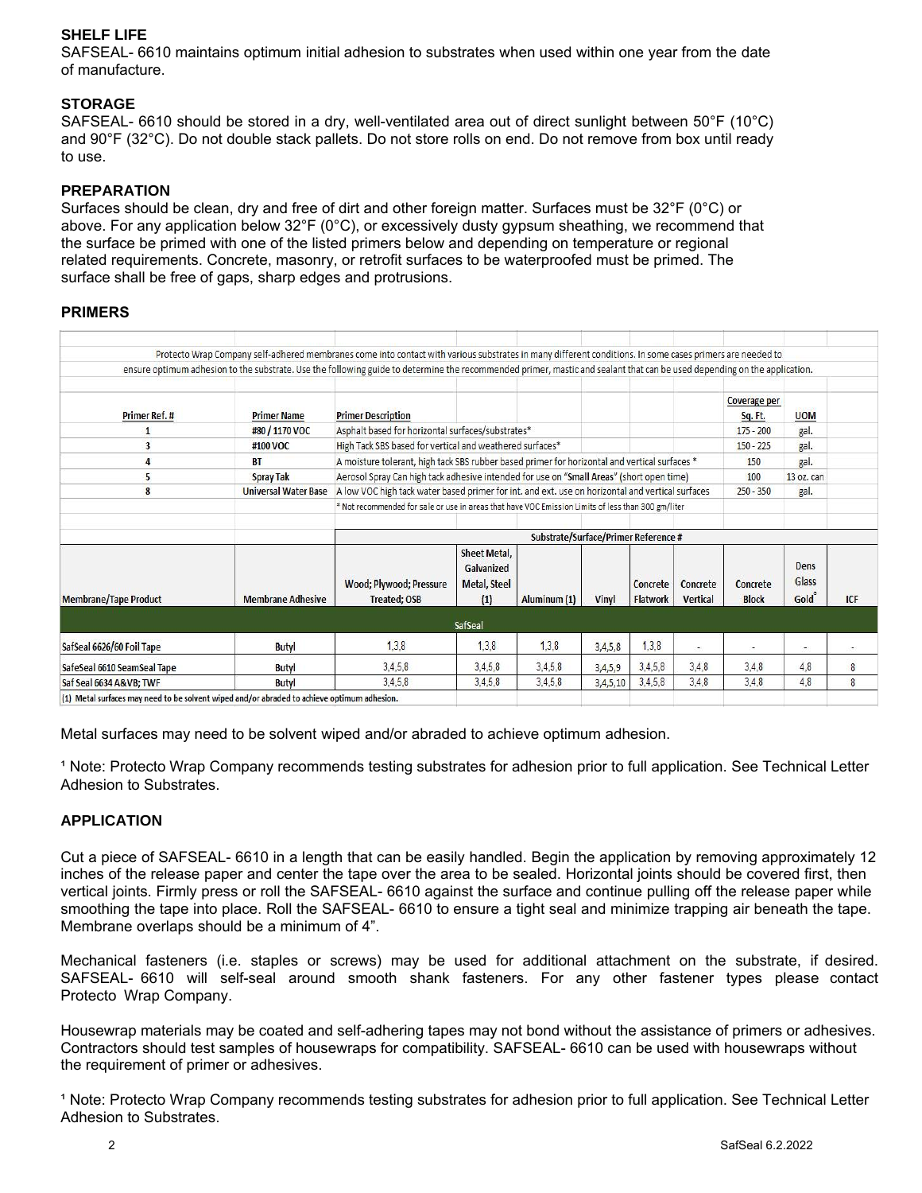### SHELF LIFE

SAFSEAL- 6610 maintains optimum initial adhesion to substrates when used within one year from the date of manufacture.

### STORAGE

SAFSEAL- 6610 should be stored in a dry, well-ventilated area out of direct sunlight between 50°F (10°C) and 90°F (32°C). Do not double stack pallets. Do not store rolls on end. Do not remove from box until ready to use.

### PREPARATION

Surfaces should be clean, dry and free of dirt and other foreign matter. Surfaces must be 32°F (0°C) or above. For any application below 32°F (0°C), or excessively dusty gypsum sheathing, we recommend that the surface be primed with one of the listed primers below and depending on temperature or regional related requirements. Concrete, masonry, or retrofit surfaces to be waterproofed must be primed. The surface shall be free of gaps, sharp edges and protrusions.

### PRIMERS

Protecto Wrap Company self-adhered membranes come into contact with various substrates in many different conditions. In some cases primers are needed to ensure optimum adhesion to the substrate. Use the following guide to determine the recommended primer, mastic and sealant that can be used depending on the application.

| Primer Ref. # | Primer Name | Primer Description | Coverage per Sq. Ft. | UOM |
|---|---|---|---|---|
| 1 | #80 / 1170 VOC | Asphalt based for horizontal surfaces/substrates* | 175 - 200 | gal. |
| 3 | #100 VOC | High Tack SBS based for vertical and weathered surfaces* | 150 - 225 | gal. |
| 4 | BT | A moisture tolerant, high tack SBS rubber based primer for horizontal and vertical surfaces * | 150 | gal. |
| 5 | Spray Tak | Aerosol Spray Can high tack adhesive intended for use on "Small Areas" (short open time) | 100 | 13 oz. can |
| 8 | Universal Water Base | A low VOC high tack water based primer for int. and ext. use on horizontal and vertical surfaces | 250 - 350 | gal. |

* Not recommended for sale or use in areas that have VOC Emission Limits of less than 300 gm/liter

| | | Substrate/Surface/Primer Reference # | | | | | | | | |
|---|---|---|---|---|---|---|---|---|---|---|
| Membrane/Tape Product | Membrane Adhesive | Wood; Plywood; Pressure Treated; OSB | Sheet Metal, Galvanized Metal, Steel (1) | Aluminum (1) | Vinyl | Concrete Flatwork | Concrete Vertical | Concrete Block | Dens Glass Gold® | ICF |
| SafSeal | | | | | | | | | | |
| SafSeal 6626/60 Foil Tape | Butyl | 1,3,8 | 1,3,8 | 1,3,8 | 3,4,5,8 | 1,3,8 | - | - | - | - |
| SafeSeal 6610 SeamSeal Tape | Butyl | 3,4,5,8 | 3,4,5,8 | 3,4,5,8 | 3,4,5,9 | 3,4,5,8 | 3,4,8 | 3,4,8 | 4,8 | 8 |
| Saf Seal 6634 A&VB; TWF | Butyl | 3,4,5,8 | 3,4,5,8 | 3,4,5,8 | 3,4,5,10 | 3,4,5,8 | 3,4,8 | 3,4,8 | 4,8 | 8 |

(1) Metal surfaces may need to be solvent wiped and/or abraded to achieve optimum adhesion.

Metal surfaces may need to be solvent wiped and/or abraded to achieve optimum adhesion.

[1] Note: Protecto Wrap Company recommends testing substrates for adhesion prior to full application. See Technical Letter Adhesion to Substrates.

### APPLICATION

Cut a piece of SAFSEAL- 6610 in a length that can be easily handled. Begin the application by removing approximately 12 inches of the release paper and center the tape over the area to be sealed. Horizontal joints should be covered first, then vertical joints. Firmly press or roll the SAFSEAL- 6610 against the surface and continue pulling off the release paper while smoothing the tape into place. Roll the SAFSEAL- 6610 to ensure a tight seal and minimize trapping air beneath the tape. Membrane overlaps should be a minimum of 4".

Mechanical fasteners (i.e. staples or screws) may be used for additional attachment on the substrate, if desired. SAFSEAL- 6610 will self-seal around smooth shank fasteners. For any other fastener types please contact Protecto Wrap Company.

Housewrap materials may be coated and self-adhering tapes may not bond without the assistance of primers or adhesives. Contractors should test samples of housewraps for compatibility. SAFSEAL- 6610 can be used with housewraps without the requirement of primer or adhesives.

[1] Note: Protecto Wrap Company recommends testing substrates for adhesion prior to full application. See Technical Letter Adhesion to Substrates.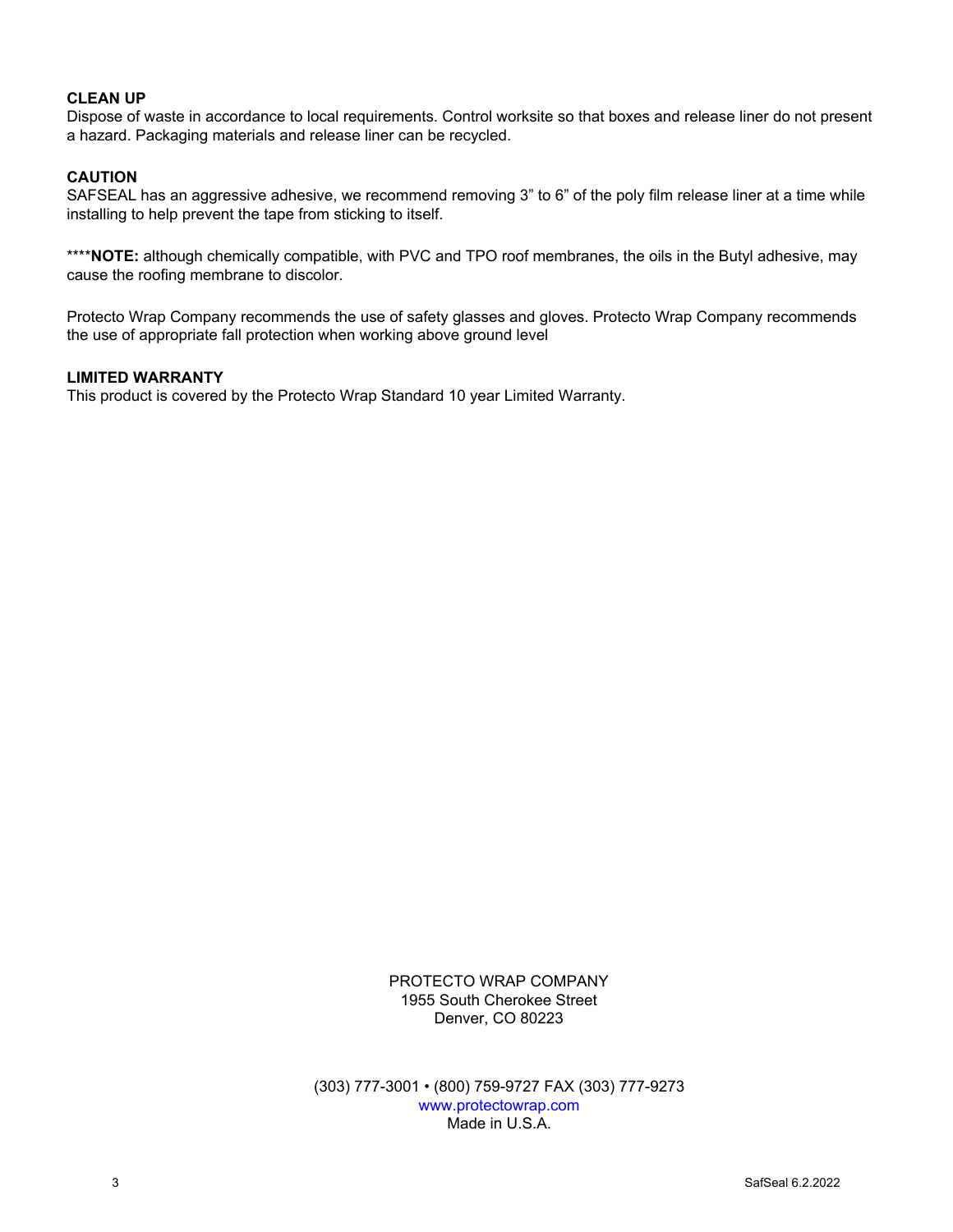**CLEAN UP**
Dispose of waste in accordance to local requirements. Control worksite so that boxes and release liner do not present a hazard. Packaging materials and release liner can be recycled.

**CAUTION**
SAFSEAL has an aggressive adhesive, we recommend removing 3" to 6" of the poly film release liner at a time while installing to help prevent the tape from sticking to itself.

****NOTE:** although chemically compatible, with PVC and TPO roof membranes, the oils in the Butyl adhesive, may cause the roofing membrane to discolor.

Protecto Wrap Company recommends the use of safety glasses and gloves. Protecto Wrap Company recommends the use of appropriate fall protection when working above ground level

**LIMITED WARRANTY**
This product is covered by the Protecto Wrap Standard 10 year Limited Warranty.

PROTECTO WRAP COMPANY
1955 South Cherokee Street
Denver, CO 80223

(303) 777-3001 • (800) 759-9727 FAX (303) 777-9273
www.protectowrap.com
Made in U.S.A.